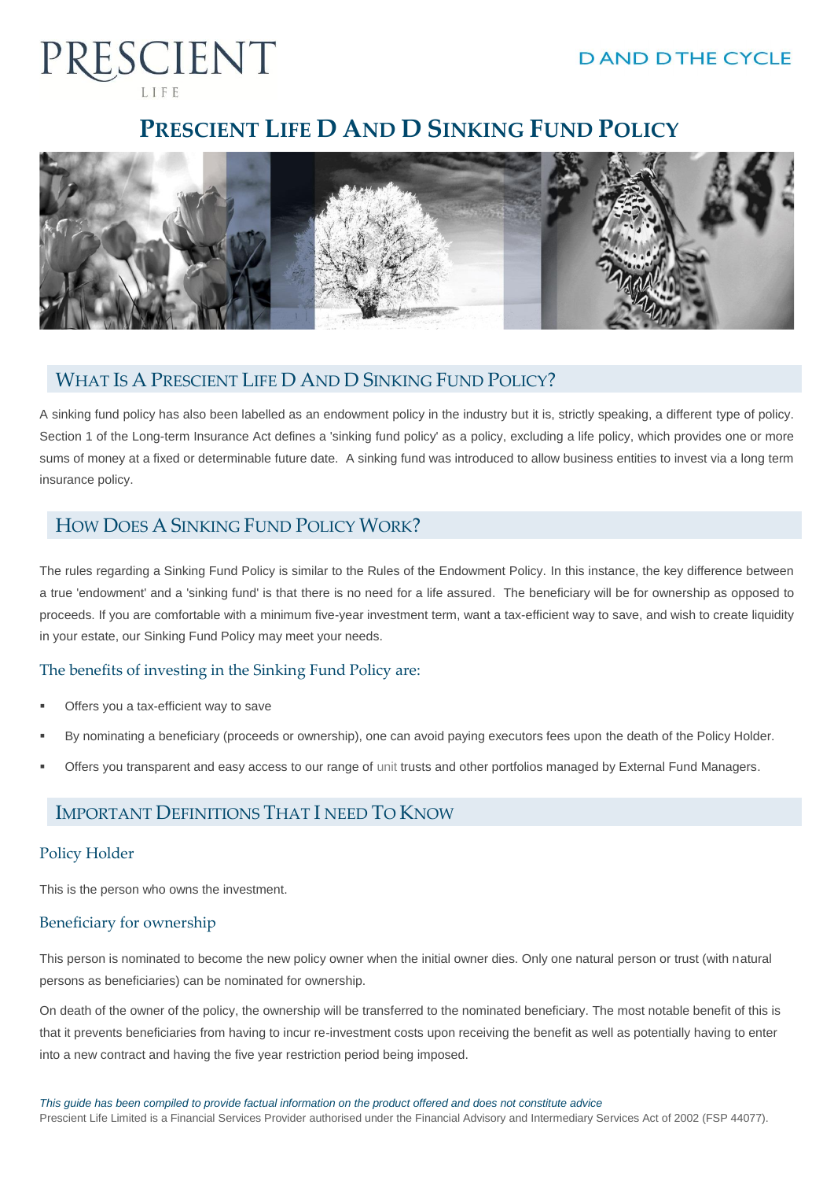# PRESCIENT LIFE D AND D SINKING FUND POLICY

## WHAT IS A PRESCIENT LIFE D AND D SINKING FUND POLICY?

A sinking fund policy has also been labelled as an endowment policy in the industry but it is, strictly speaking, a different type of policy. Section 1 of the Long-term Insurance Act defines a 'sinking fund policy' as a policy, excluding a life policy, which provides one or more sums of money at a fixed or determinable future date. A sinking fund was introduced to allow business entities to invest via a long term insurance policy.

## HOW DOES A SINKING FUND POLICY WORK?

The rules regarding a Sinking Fund Policy is similar to the Rules of the Endowment Policy. In this instance, the key difference between a true 'endowment' and a 'sinking fund' is that there is no need for a life assured. The beneficiary will be for ownership as opposed to proceeds. If you are comfortable with a minimum five-year investment term, want a tax-efficient way to save, and wish to create liquidity in your estate, our Sinking Fund Policy may meet your needs.

### The benefits of investing in the Sinking Fund Policy are:

- Offers you a tax-efficient way to save
- By nominating a beneficiary (proceeds or ownership), one can avoid paying executors fees upon the death of the Policy Holder.
- Offers you transparent and easy access to our range of unit trusts and other portfolios managed by External Fund Managers.

## IMPORTANT DEFINITIONS THAT I NEED TO KNOW

### Policy Holder

This is the person who owns the investment.

### Beneficiary for ownership

This person is nominated to become the new policy owner when the initial owner dies. Only one natural person or trust (with natural persons as beneficiaries) can be nominated for ownership.

On death of the owner of the policy, the ownership will be transferred to the nominated beneficiary. The most notable benefit of this is that it prevents beneficiaries from having to incur re-investment costs upon receiving the benefit as well as potentially having to enter into a new contract and having the five year restriction period being imposed.

*This guide has been compiled to provide factual information on the product offered and does not constitute advice*

Prescient Life Limited is a Financial Services Provider authorised under the Financial Advisory and Intermediary Services Act of 2002 (FSP 44077).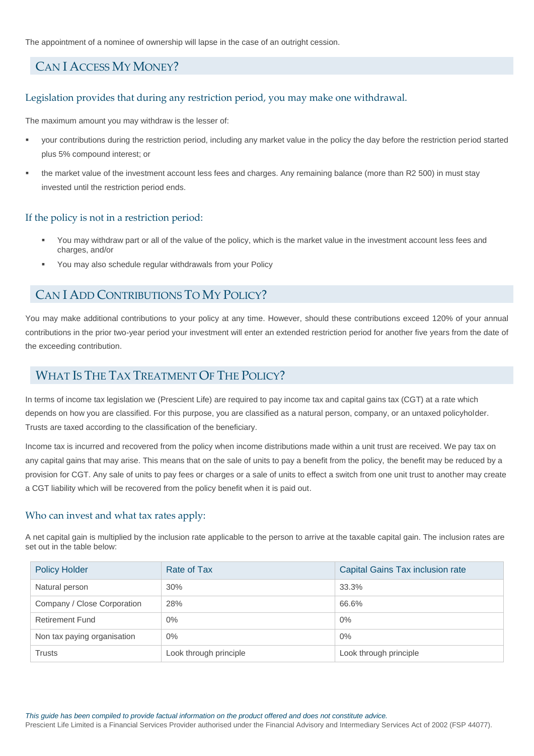The appointment of a nominee of ownership will lapse in the case of an outright cession.

## CAN I ACCESS MY MONEY?

### Legislation provides that during any restriction period, you may make one withdrawal.

The maximum amount you may withdraw is the lesser of:

- your contributions during the restriction period, including any market value in the policy the day before the restriction period started plus 5% compound interest; or
- the market value of the investment account less fees and charges. Any remaining balance (more than R2 500) in must stay invested until the restriction period ends.

### If the policy is not in a restriction period:

- You may withdraw part or all of the value of the policy, which is the market value in the investment account less fees and charges, and/or
- You may also schedule regular withdrawals from your Policy

## CAN I ADD CONTRIBUTIONS TO MY POLICY?

You may make additional contributions to your policy at any time. However, should these contributions exceed 120% of your annual contributions in the prior two-year period your investment will enter an extended restriction period for another five years from the date of the exceeding contribution.

## WHAT IS THE TAX TREATMENT OF THE POLICY?

In terms of income tax legislation we (Prescient Life) are required to pay income tax and capital gains tax (CGT) at a rate which depends on how you are classified. For this purpose, you are classified as a natural person, company, or an untaxed policyholder. Trusts are taxed according to the classification of the beneficiary.

Income tax is incurred and recovered from the policy when income distributions made within a unit trust are received. We pay tax on any capital gains that may arise. This means that on the sale of units to pay a benefit from the policy, the benefit may be reduced by a provision for CGT. Any sale of units to pay fees or charges or a sale of units to effect a switch from one unit trust to another may create a CGT liability which will be recovered from the policy benefit when it is paid out.

### Who can invest and what tax rates apply:

A net capital gain is multiplied by the inclusion rate applicable to the person to arrive at the taxable capital gain. The inclusion rates are set out in the table below:

| Policy Holder | Rate of Tax | Capital Gains Tax inclusion rate |
|---|---|---|
| Natural person | 30% | 33.3% |
| Company / Close Corporation | 28% | 66.6% |
| Retirement Fund | 0% | 0% |
| Non tax paying organisation | 0% | 0% |
| Trusts | Look through principle | Look through principle |

*This guide has been compiled to provide factual information on the product offered and does not constitute advice.*
Prescient Life Limited is a Financial Services Provider authorised under the Financial Advisory and Intermediary Services Act of 2002 (FSP 44077).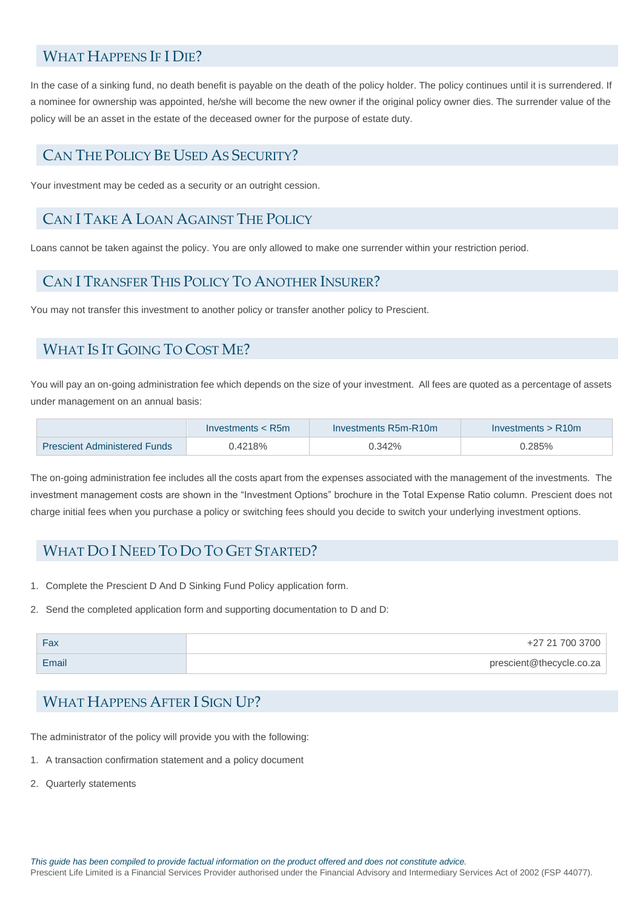## What Happens If I Die?

In the case of a sinking fund, no death benefit is payable on the death of the policy holder. The policy continues until it is surrendered. If a nominee for ownership was appointed, he/she will become the new owner if the original policy owner dies. The surrender value of the policy will be an asset in the estate of the deceased owner for the purpose of estate duty.

## Can The Policy Be Used As Security?

Your investment may be ceded as a security or an outright cession.

## Can I Take A Loan Against The Policy

Loans cannot be taken against the policy. You are only allowed to make one surrender within your restriction period.

## Can I Transfer This Policy To Another Insurer?

You may not transfer this investment to another policy or transfer another policy to Prescient.

## What Is It Going To Cost Me?

You will pay an on-going administration fee which depends on the size of your investment. All fees are quoted as a percentage of assets under management on an annual basis:

| | Investments < R5m | Investments R5m-R10m | Investments > R10m |
|---|---|---|---|
| Prescient Administered Funds | 0.4218% | 0.342% | 0.285% |

The on-going administration fee includes all the costs apart from the expenses associated with the management of the investments. The investment management costs are shown in the "Investment Options" brochure in the Total Expense Ratio column. Prescient does not charge initial fees when you purchase a policy or switching fees should you decide to switch your underlying investment options.

## What Do I Need To Do To Get Started?

1. Complete the Prescient D And D Sinking Fund Policy application form.
2. Send the completed application form and supporting documentation to D and D:

| | |
|---|---|
| Fax | +27 21 700 3700 |
| Email | prescient@thecycle.co.za |

## What Happens After I Sign Up?

The administrator of the policy will provide you with the following:

1. A transaction confirmation statement and a policy document
2. Quarterly statements

*This guide has been compiled to provide factual information on the product offered and does not constitute advice.*
Prescient Life Limited is a Financial Services Provider authorised under the Financial Advisory and Intermediary Services Act of 2002 (FSP 44077).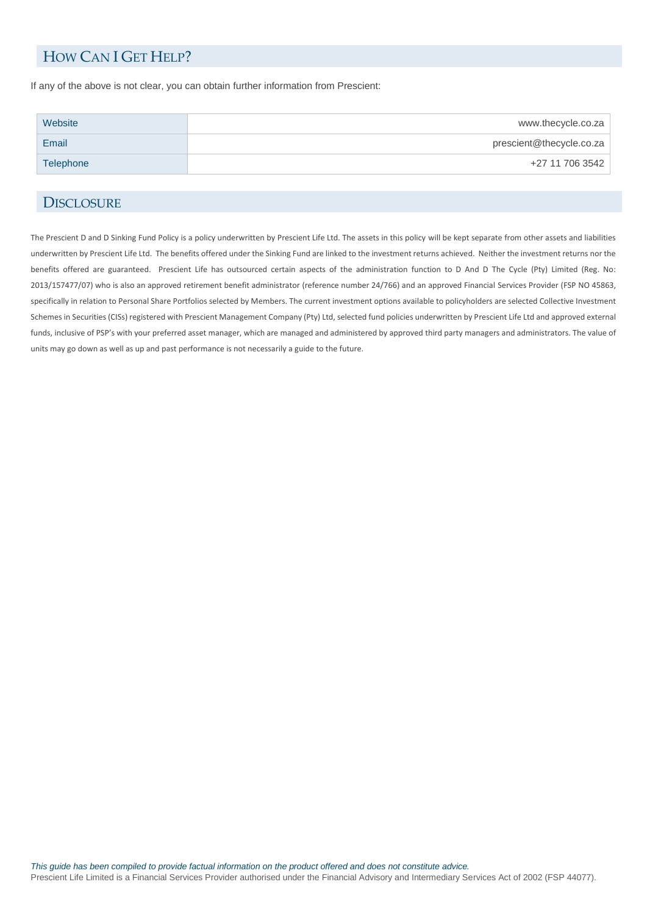## How Can I Get Help?

If any of the above is not clear, you can obtain further information from Prescient:

| | |
|---|---|
| Website | www.thecycle.co.za |
| Email | prescient@thecycle.co.za |
| Telephone | +27 11 706 3542 |

## Disclosure

The Prescient D and D Sinking Fund Policy is a policy underwritten by Prescient Life Ltd. The assets in this policy will be kept separate from other assets and liabilities underwritten by Prescient Life Ltd. The benefits offered under the Sinking Fund are linked to the investment returns achieved. Neither the investment returns nor the benefits offered are guaranteed. Prescient Life has outsourced certain aspects of the administration function to D And D The Cycle (Pty) Limited (Reg. No: 2013/157477/07) who is also an approved retirement benefit administrator (reference number 24/766) and an approved Financial Services Provider (FSP NO 45863, specifically in relation to Personal Share Portfolios selected by Members. The current investment options available to policyholders are selected Collective Investment Schemes in Securities (CISs) registered with Prescient Management Company (Pty) Ltd, selected fund policies underwritten by Prescient Life Ltd and approved external funds, inclusive of PSP's with your preferred asset manager, which are managed and administered by approved third party managers and administrators. The value of units may go down as well as up and past performance is not necessarily a guide to the future.

*This guide has been compiled to provide factual information on the product offered and does not constitute advice.*
Prescient Life Limited is a Financial Services Provider authorised under the Financial Advisory and Intermediary Services Act of 2002 (FSP 44077).